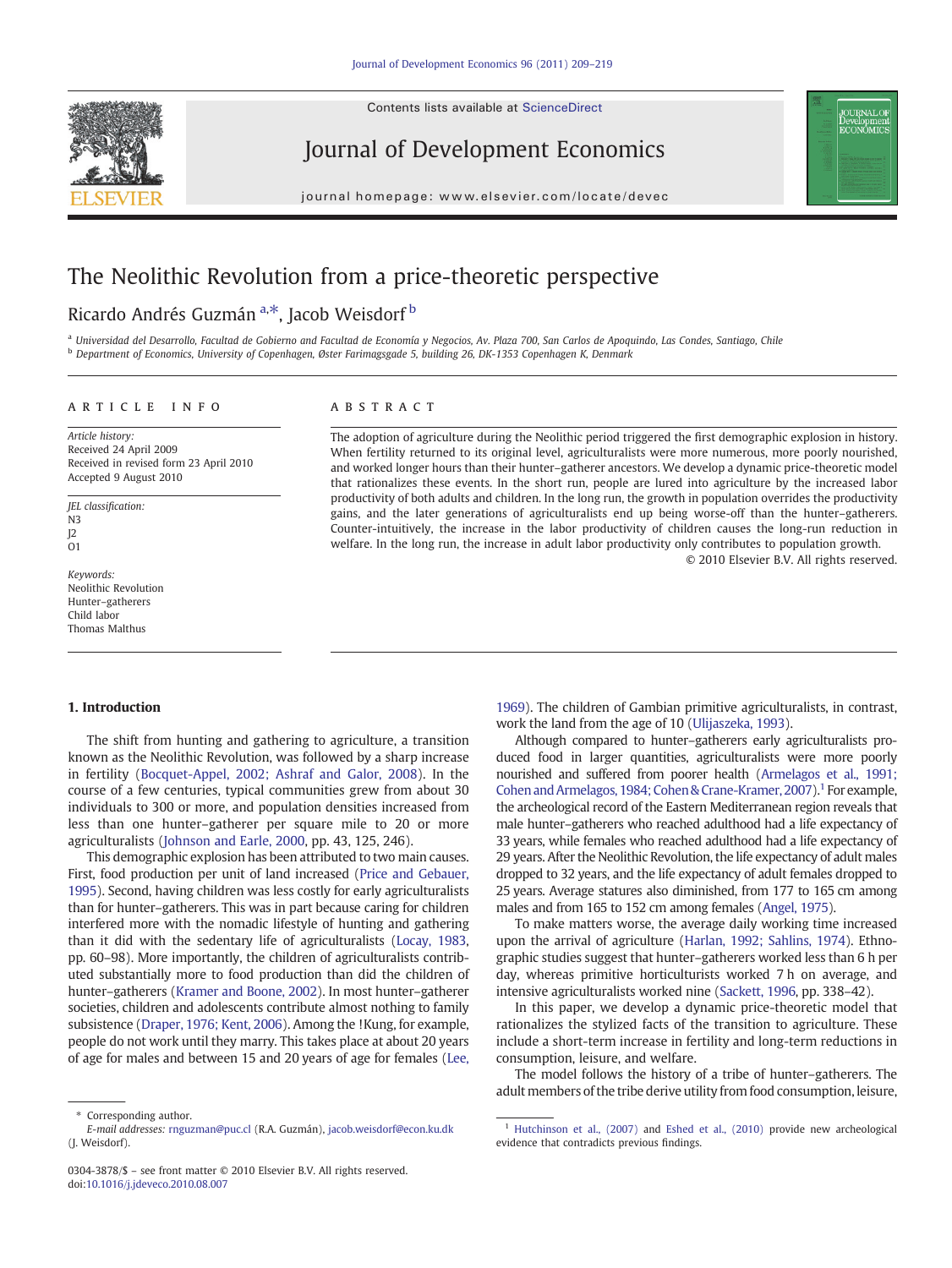# The Neolithic Revolution from a price-theoretic perspective

Ricardo Andrés Guzmán [a,*], Jacob Weisdorf [b]

[a] Universidad del Desarrollo, Facultad de Gobierno and Facultad de Economía y Negocios, Av. Plaza 700, San Carlos de Apoquindo, Las Condes, Santiago, Chile
[b] Department of Economics, University of Copenhagen, Øster Farimagsgade 5, building 26, DK-1353 Copenhagen K, Denmark

**ARTICLE INFO**

*Article history:*
Received 24 April 2009
Received in revised form 23 April 2010
Accepted 9 August 2010

*JEL classification:*
N3
J2
O1

*Keywords:*
Neolithic Revolution
Hunter–gatherers
Child labor
Thomas Malthus

**ABSTRACT**

The adoption of agriculture during the Neolithic period triggered the first demographic explosion in history. When fertility returned to its original level, agriculturalists were more numerous, more poorly nourished, and worked longer hours than their hunter–gatherer ancestors. We develop a dynamic price-theoretic model that rationalizes these events. In the short run, people are lured into agriculture by the increased labor productivity of both adults and children. In the long run, the growth in population overrides the productivity gains, and the later generations of agriculturalists end up being worse-off than the hunter–gatherers. Counter-intuitively, the increase in the labor productivity of children causes the long-run reduction in welfare. In the long run, the increase in adult labor productivity only contributes to population growth.

© 2010 Elsevier B.V. All rights reserved.

## 1. Introduction

The shift from hunting and gathering to agriculture, a transition known as the Neolithic Revolution, was followed by a sharp increase in fertility (Bocquet-Appel, 2002; Ashraf and Galor, 2008). In the course of a few centuries, typical communities grew from about 30 individuals to 300 or more, and population densities increased from less than one hunter–gatherer per square mile to 20 or more agriculturalists (Johnson and Earle, 2000, pp. 43, 125, 246).

This demographic explosion has been attributed to two main causes. First, food production per unit of land increased (Price and Gebauer, 1995). Second, having children was less costly for early agriculturalists than for hunter–gatherers. This was in part because caring for children interfered more with the nomadic lifestyle of hunting and gathering than it did with the sedentary life of agriculturalists (Locay, 1983, pp. 60–98). More importantly, the children of agriculturalists contributed substantially more to food production than did the children of hunter–gatherers (Kramer and Boone, 2002). In most hunter–gatherer societies, children and adolescents contribute almost nothing to family subsistence (Draper, 1976; Kent, 2006). Among the !Kung, for example, people do not work until they marry. This takes place at about 20 years of age for males and between 15 and 20 years of age for females (Lee, 1969). The children of Gambian primitive agriculturalists, in contrast, work the land from the age of 10 (Ulijaszeka, 1993).

Although compared to hunter–gatherers early agriculturalists produced food in larger quantities, agriculturalists were more poorly nourished and suffered from poorer health (Armelagos et al., 1991; Cohen and Armelagos, 1984; Cohen & Crane-Kramer, 2007).[1] For example, the archeological record of the Eastern Mediterranean region reveals that male hunter–gatherers who reached adulthood had a life expectancy of 33 years, while females who reached adulthood had a life expectancy of 29 years. After the Neolithic Revolution, the life expectancy of adult males dropped to 32 years, and the life expectancy of adult females dropped to 25 years. Average statures also diminished, from 177 to 165 cm among males and from 165 to 152 cm among females (Angel, 1975).

To make matters worse, the average daily working time increased upon the arrival of agriculture (Harlan, 1992; Sahlins, 1974). Ethnographic studies suggest that hunter–gatherers worked less than 6 h per day, whereas primitive horticulturists worked 7 h on average, and intensive agriculturalists worked nine (Sackett, 1996, pp. 338–42).

In this paper, we develop a dynamic price-theoretic model that rationalizes the stylized facts of the transition to agriculture. These include a short-term increase in fertility and long-term reductions in consumption, leisure, and welfare.

The model follows the history of a tribe of hunter–gatherers. The adult members of the tribe derive utility from food consumption, leisure,

\* Corresponding author.
*E-mail addresses:* rnguzman@puc.cl (R.A. Guzmán), jacob.weisdorf@econ.ku.dk (J. Weisdorf).

[1] Hutchinson et al., (2007) and Eshed et al., (2010) provide new archeological evidence that contradicts previous findings.

0304-3878/$ – see front matter © 2010 Elsevier B.V. All rights reserved.
doi:10.1016/j.jdeveco.2010.08.007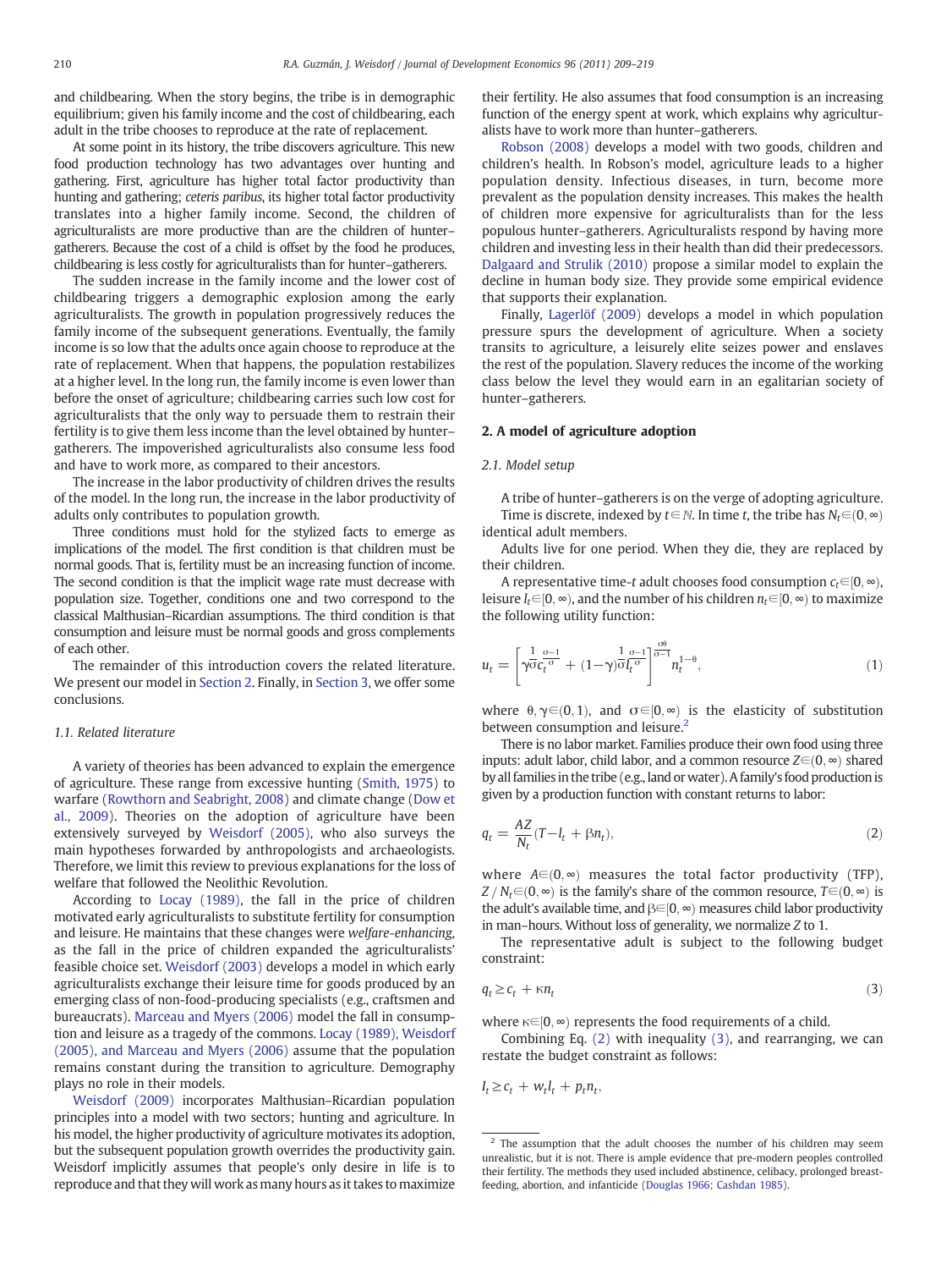and childbearing. When the story begins, the tribe is in demographic equilibrium; given his family income and the cost of childbearing, each adult in the tribe chooses to reproduce at the rate of replacement.

At some point in its history, the tribe discovers agriculture. This new food production technology has two advantages over hunting and gathering. First, agriculture has higher total factor productivity than hunting and gathering; *ceteris paribus*, its higher total factor productivity translates into a higher family income. Second, the children of agriculturalists are more productive than are the children of hunter–gatherers. Because the cost of a child is offset by the food he produces, childbearing is less costly for agriculturalists than for hunter–gatherers.

The sudden increase in the family income and the lower cost of childbearing triggers a demographic explosion among the early agriculturalists. The growth in population progressively reduces the family income of the subsequent generations. Eventually, the family income is so low that the adults once again choose to reproduce at the rate of replacement. When that happens, the population restabilizes at a higher level. In the long run, the family income is even lower than before the onset of agriculture; childbearing carries such low cost for agriculturalists that the only way to persuade them to restrain their fertility is to give them less income than the level obtained by hunter–gatherers. The impoverished agriculturalists also consume less food and have to work more, as compared to their ancestors.

The increase in the labor productivity of children drives the results of the model. In the long run, the increase in the labor productivity of adults only contributes to population growth.

Three conditions must hold for the stylized facts to emerge as implications of the model. The first condition is that children must be normal goods. That is, fertility must be an increasing function of income. The second condition is that the implicit wage rate must decrease with population size. Together, conditions one and two correspond to the classical Malthusian–Ricardian assumptions. The third condition is that consumption and leisure must be normal goods and gross complements of each other.

The remainder of this introduction covers the related literature. We present our model in Section 2. Finally, in Section 3, we offer some conclusions.

### 1.1. Related literature

A variety of theories has been advanced to explain the emergence of agriculture. These range from excessive hunting (Smith, 1975) to warfare (Rowthorn and Seabright, 2008) and climate change (Dow et al., 2009). Theories on the adoption of agriculture have been extensively surveyed by Weisdorf (2005), who also surveys the main hypotheses forwarded by anthropologists and archaeologists. Therefore, we limit this review to previous explanations for the loss of welfare that followed the Neolithic Revolution.

According to Locay (1989), the fall in the price of children motivated early agriculturalists to substitute fertility for consumption and leisure. He maintains that these changes were *welfare-enhancing*, as the fall in the price of children expanded the agriculturalists' feasible choice set. Weisdorf (2003) develops a model in which early agriculturalists exchange their leisure time for goods produced by an emerging class of non-food-producing specialists (e.g., craftsmen and bureaucrats). Marceau and Myers (2006) model the fall in consumption and leisure as a tragedy of the commons. Locay (1989), Weisdorf (2005), and Marceau and Myers (2006) assume that the population remains constant during the transition to agriculture. Demography plays no role in their models.

Weisdorf (2009) incorporates Malthusian–Ricardian population principles into a model with two sectors; hunting and agriculture. In his model, the higher productivity of agriculture motivates its adoption, but the subsequent population growth overrides the productivity gain. Weisdorf implicitly assumes that people's only desire in life is to reproduce and that they will work as many hours as it takes to maximize their fertility. He also assumes that food consumption is an increasing function of the energy spent at work, which explains why agriculturalists have to work more than hunter–gatherers.

Robson (2008) develops a model with two goods, children and children's health. In Robson's model, agriculture leads to a higher population density. Infectious diseases, in turn, become more prevalent as the population density increases. This makes the health of children more expensive for agriculturalists than for the less populous hunter–gatherers. Agriculturalists respond by having more children and investing less in their health than did their predecessors. Dalgaard and Strulik (2010) propose a similar model to explain the decline in human body size. They provide some empirical evidence that supports their explanation.

Finally, Lagerlöf (2009) develops a model in which population pressure spurs the development of agriculture. When a society transits to agriculture, a leisurely elite seizes power and enslaves the rest of the population. Slavery reduces the income of the working class below the level they would earn in an egalitarian society of hunter–gatherers.

## 2. A model of agriculture adoption

### 2.1. Model setup

A tribe of hunter–gatherers is on the verge of adopting agriculture.

Time is discrete, indexed by $t \in \mathbb{N}$. In time $t$, the tribe has $N_t \in (0, \infty)$ identical adult members.

Adults live for one period. When they die, they are replaced by their children.

A representative time-$t$ adult chooses food consumption $c_t \in [0, \infty)$, leisure $l_t \in [0, \infty)$, and the number of his children $n_t \in [0, \infty)$ to maximize the following utility function:

$$u_t = \left[ \gamma^{\frac{1}{\sigma}} c_t^{\frac{\sigma-1}{\sigma}} + (1-\gamma)^{\frac{1}{\sigma}} l_t^{\frac{\sigma-1}{\sigma}} \right]^{\frac{\sigma\theta}{\sigma-1}} n_t^{1-\theta}, \tag{1}$$

where $\theta, \gamma \in (0, 1)$, and $\sigma \in [0, \infty)$ is the elasticity of substitution between consumption and leisure.[2]

There is no labor market. Families produce their own food using three inputs: adult labor, child labor, and a common resource $Z \in (0, \infty)$ shared by all families in the tribe (e.g., land or water). A family's food production is given by a production function with constant returns to labor:

$$q_t = \frac{AZ}{N_t}(T - l_t + \beta n_t), \tag{2}$$

where $A \in (0, \infty)$ measures the total factor productivity (TFP), $Z / N_t \in (0, \infty)$ is the family's share of the common resource, $T \in (0, \infty)$ is the adult's available time, and $\beta \in [0, \infty)$ measures child labor productivity in man–hours. Without loss of generality, we normalize $Z$ to 1.

The representative adult is subject to the following budget constraint:

$$q_t \geq c_t + \kappa n_t \tag{3}$$

where $\kappa \in [0, \infty)$ represents the food requirements of a child.

Combining Eq. (2) with inequality (3), and rearranging, we can restate the budget constraint as follows:

$$I_t \geq c_t + w_t l_t + p_t n_t,$$

[2] The assumption that the adult chooses the number of his children may seem unrealistic, but it is not. There is ample evidence that pre-modern peoples controlled their fertility. The methods they used included abstinence, celibacy, prolonged breast-feeding, abortion, and infanticide (Douglas 1966; Cashdan 1985).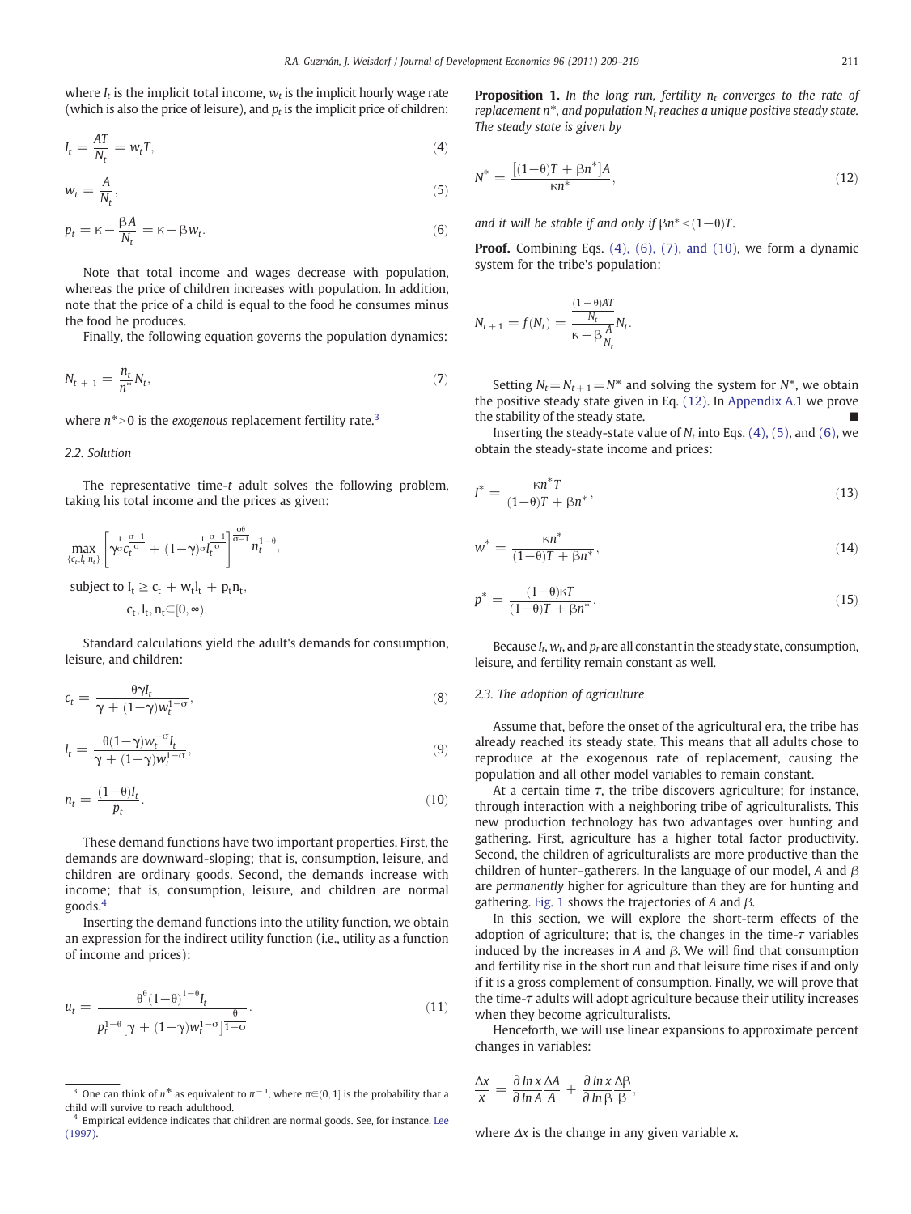where $I_t$ is the implicit total income, $w_t$ is the implicit hourly wage rate (which is also the price of leisure), and $p_t$ is the implicit price of children:

$$I_t = \frac{AT}{N_t} = w_t T, \tag{4}$$

$$w_t = \frac{A}{N_t}, \tag{5}$$

$$p_t = \kappa - \frac{\beta A}{N_t} = \kappa - \beta w_t. \tag{6}$$

Note that total income and wages decrease with population, whereas the price of children increases with population. In addition, note that the price of a child is equal to the food he consumes minus the food he produces.

Finally, the following equation governs the population dynamics:

$$N_{t+1} = \frac{n_t}{n^*} N_t, \tag{7}$$

where $n^* > 0$ is the *exogenous* replacement fertility rate.[3]

### 2.2. Solution

The representative time-$t$ adult solves the following problem, taking his total income and the prices as given:

$$\max_{\{c_t, l_t, n_t\}} \left[ \gamma^{\frac{1}{\sigma}} c_t^{\frac{\sigma-1}{\sigma}} + (1-\gamma)^{\frac{1}{\sigma}} l_t^{\frac{\sigma-1}{\sigma}} \right]^{\frac{\sigma\theta}{\sigma-1}} n_t^{1-\theta},$$

subject to $I_t \geq c_t + w_t l_t + p_t n_t$,

$c_t, l_t, n_t \in [0, \infty)$.

Standard calculations yield the adult's demands for consumption, leisure, and children:

$$c_t = \frac{\theta \gamma I_t}{\gamma + (1-\gamma) w_t^{1-\sigma}}, \tag{8}$$

$$l_t = \frac{\theta (1-\gamma) w_t^{-\sigma} I_t}{\gamma + (1-\gamma) w_t^{1-\sigma}}, \tag{9}$$

$$n_t = \frac{(1-\theta) I_t}{p_t}. \tag{10}$$

These demand functions have two important properties. First, the demands are downward-sloping; that is, consumption, leisure, and children are ordinary goods. Second, the demands increase with income; that is, consumption, leisure, and children are normal goods.[4]

Inserting the demand functions into the utility function, we obtain an expression for the indirect utility function (i.e., utility as a function of income and prices):

$$u_t = \frac{\theta^\theta (1-\theta)^{1-\theta} I_t}{p_t^{1-\theta} \left[ \gamma + (1-\gamma) w_t^{1-\sigma} \right]^{\frac{\theta}{1-\sigma}}}. \tag{11}$$

**Proposition 1.** *In the long run, fertility $n_t$ converges to the rate of replacement $n^*$, and population $N_t$ reaches a unique positive steady state. The steady state is given by*

$$N^* = \frac{\left[ (1-\theta) T + \beta n^* \right] A}{\kappa n^*}, \tag{12}$$

*and it will be stable if and only if $\beta n^* < (1-\theta) T$.*

**Proof.** Combining Eqs. (4), (6), (7), and (10), we form a dynamic system for the tribe's population:

$$N_{t+1} = f(N_t) = \frac{\frac{(1-\theta) AT}{N_t}}{\kappa - \beta \frac{A}{N_t}} N_t.$$

Setting $N_t = N_{t+1} = N^*$ and solving the system for $N^*$, we obtain the positive steady state given in Eq. (12). In Appendix A.1 we prove the stability of the steady state. ■

Inserting the steady-state value of $N_t$ into Eqs. (4), (5), and (6), we obtain the steady-state income and prices:

$$I^* = \frac{\kappa n^* T}{(1-\theta) T + \beta n^*}, \tag{13}$$

$$w^* = \frac{\kappa n^*}{(1-\theta) T + \beta n^*}, \tag{14}$$

$$p^* = \frac{(1-\theta) \kappa T}{(1-\theta) T + \beta n^*}. \tag{15}$$

Because $I_t$, $w_t$, and $p_t$ are all constant in the steady state, consumption, leisure, and fertility remain constant as well.

### 2.3. The adoption of agriculture

Assume that, before the onset of the agricultural era, the tribe has already reached its steady state. This means that all adults chose to reproduce at the exogenous rate of replacement, causing the population and all other model variables to remain constant.

At a certain time $\tau$, the tribe discovers agriculture; for instance, through interaction with a neighboring tribe of agriculturalists. This new production technology has two advantages over hunting and gathering. First, agriculture has a higher total factor productivity. Second, the children of agriculturalists are more productive than the children of hunter–gatherers. In the language of our model, $A$ and $\beta$ are *permanently* higher for agriculture than they are for hunting and gathering. Fig. 1 shows the trajectories of $A$ and $\beta$.

In this section, we will explore the short-term effects of the adoption of agriculture; that is, the changes in the time-$\tau$ variables induced by the increases in $A$ and $\beta$. We will find that consumption and fertility rise in the short run and that leisure time rises if and only if it is a gross complement of consumption. Finally, we will prove that the time-$\tau$ adults will adopt agriculture because their utility increases when they become agriculturalists.

Henceforth, we will use linear expansions to approximate percent changes in variables:

$$\frac{\Delta x}{x} = \frac{\partial \ln x}{\partial \ln A} \frac{\Delta A}{A} + \frac{\partial \ln x}{\partial \ln \beta} \frac{\Delta \beta}{\beta},$$

where $\Delta x$ is the change in any given variable $x$.

---

[3] One can think of $n^*$ as equivalent to $\pi^{-1}$, where $\pi \in (0, 1]$ is the probability that a child will survive to reach adulthood.

[4] Empirical evidence indicates that children are normal goods. See, for instance, Lee (1997).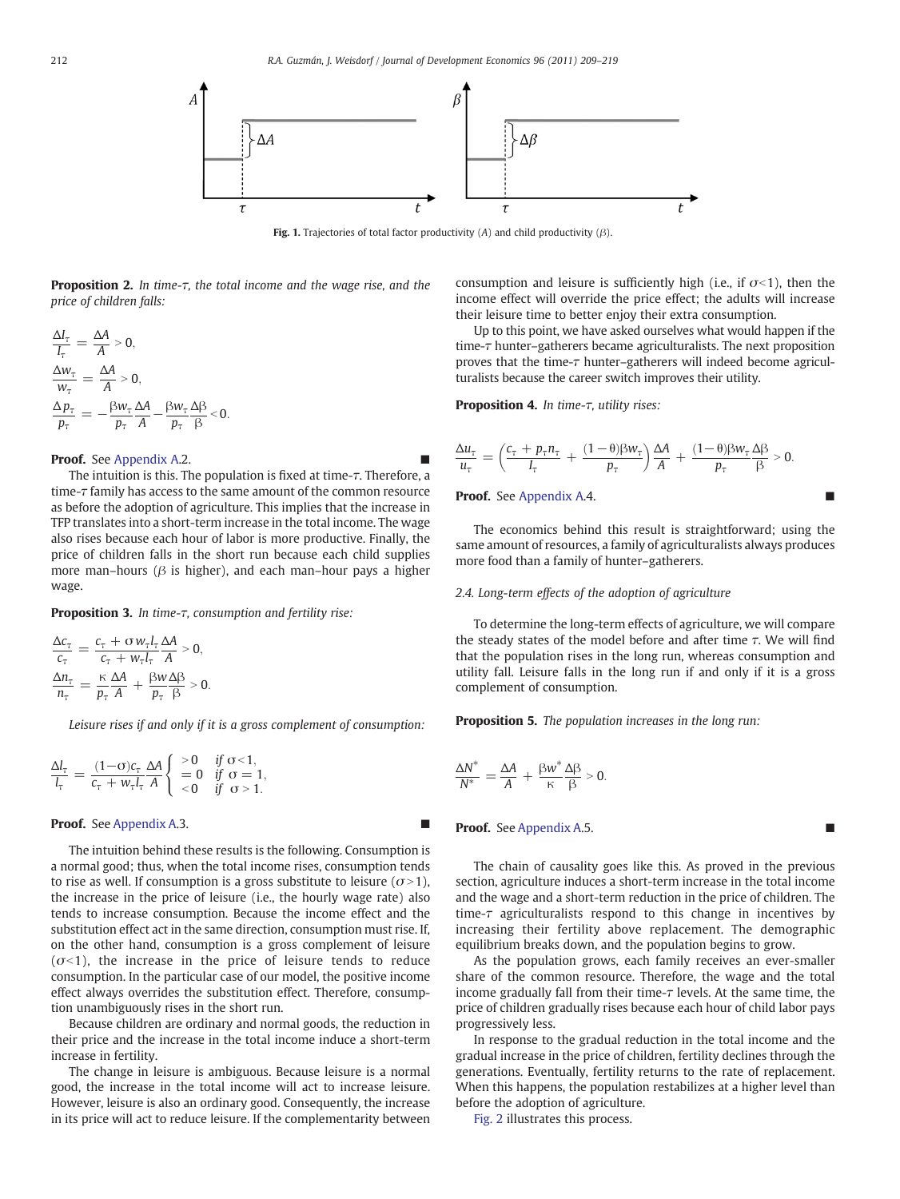Fig. 1. Trajectories of total factor productivity ($A$) and child productivity ($\beta$).

**Proposition 2.** *In time-$\tau$, the total income and the wage rise, and the price of children falls:*

$$\frac{\Delta I_\tau}{I_\tau} = \frac{\Delta A}{A} > 0,$$

$$\frac{\Delta w_\tau}{w_\tau} = \frac{\Delta A}{A} > 0,$$

$$\frac{\Delta p_\tau}{p_\tau} = -\frac{\beta w_\tau}{p_\tau}\frac{\Delta A}{A} - \frac{\beta w_\tau}{p_\tau}\frac{\Delta \beta}{\beta} < 0.$$

**Proof.** See Appendix A.2. ■

The intuition is this. The population is fixed at time-$\tau$. Therefore, a time-$\tau$ family has access to the same amount of the common resource as before the adoption of agriculture. This implies that the increase in TFP translates into a short-term increase in the total income. The wage also rises because each hour of labor is more productive. Finally, the price of children falls in the short run because each child supplies more man–hours ($\beta$ is higher), and each man–hour pays a higher wage.

**Proposition 3.** *In time-$\tau$, consumption and fertility rise:*

$$\frac{\Delta c_\tau}{c_\tau} = \frac{c_\tau + \sigma w_\tau l_\tau}{c_\tau + w_\tau l_\tau}\frac{\Delta A}{A} > 0,$$

$$\frac{\Delta n_\tau}{n_\tau} = \frac{\kappa}{p_\tau}\frac{\Delta A}{A} + \frac{\beta w}{p_\tau}\frac{\Delta \beta}{\beta} > 0.$$

*Leisure rises if and only if it is a gross complement of consumption:*

$$\frac{\Delta l_\tau}{l_\tau} = \frac{(1-\sigma)c_\tau}{c_\tau + w_\tau l_\tau}\frac{\Delta A}{A}\begin{cases} >0 & \text{if } \sigma<1, \\ =0 & \text{if } \sigma=1, \\ <0 & \text{if } \sigma>1. \end{cases}$$

**Proof.** See Appendix A.3. ■

The intuition behind these results is the following. Consumption is a normal good; thus, when the total income rises, consumption tends to rise as well. If consumption is a gross substitute to leisure ($\sigma>1$), the increase in the price of leisure (i.e., the hourly wage rate) also tends to increase consumption. Because the income effect and the substitution effect act in the same direction, consumption must rise. If, on the other hand, consumption is a gross complement of leisure ($\sigma<1$), the increase in the price of leisure tends to reduce consumption. In the particular case of our model, the positive income effect always overrides the substitution effect. Therefore, consumption unambiguously rises in the short run.

Because children are ordinary and normal goods, the reduction in their price and the increase in the total income induce a short-term increase in fertility.

The change in leisure is ambiguous. Because leisure is a normal good, the increase in the total income will act to increase leisure. However, leisure is also an ordinary good. Consequently, the increase in its price will act to reduce leisure. If the complementarity between consumption and leisure is sufficiently high (i.e., if $\sigma<1$), then the income effect will override the price effect; the adults will increase their leisure time to better enjoy their extra consumption.

Up to this point, we have asked ourselves what would happen if the time-$\tau$ hunter–gatherers became agriculturalists. The next proposition proves that the time-$\tau$ hunter–gatherers will indeed become agriculturalists because the career switch improves their utility.

**Proposition 4.** *In time-$\tau$, utility rises:*

$$\frac{\Delta u_\tau}{u_\tau} = \left(\frac{c_\tau + p_\tau n_\tau}{I_\tau} + \frac{(1-\theta)\beta w_\tau}{p_\tau}\right)\frac{\Delta A}{A} + \frac{(1-\theta)\beta w_\tau}{p_\tau}\frac{\Delta \beta}{\beta} > 0.$$

**Proof.** See Appendix A.4. ■

The economics behind this result is straightforward; using the same amount of resources, a family of agriculturalists always produces more food than a family of hunter–gatherers.

### 2.4. Long-term effects of the adoption of agriculture

To determine the long-term effects of agriculture, we will compare the steady states of the model before and after time $\tau$. We will find that the population rises in the long run, whereas consumption and utility fall. Leisure falls in the long run if and only if it is a gross complement of consumption.

**Proposition 5.** *The population increases in the long run:*

$$\frac{\Delta N^*}{N^*} = \frac{\Delta A}{A} + \frac{\beta w^*}{\kappa}\frac{\Delta \beta}{\beta} > 0.$$

**Proof.** See Appendix A.5. ■

The chain of causality goes like this. As proved in the previous section, agriculture induces a short-term increase in the total income and the wage and a short-term reduction in the price of children. The time-$\tau$ agriculturalists respond to this change in incentives by increasing their fertility above replacement. The demographic equilibrium breaks down, and the population begins to grow.

As the population grows, each family receives an ever-smaller share of the common resource. Therefore, the wage and the total income gradually fall from their time-$\tau$ levels. At the same time, the price of children gradually rises because each hour of child labor pays progressively less.

In response to the gradual reduction in the total income and the gradual increase in the price of children, fertility declines through the generations. Eventually, fertility returns to the rate of replacement. When this happens, the population restabilizes at a higher level than before the adoption of agriculture.

Fig. 2 illustrates this process.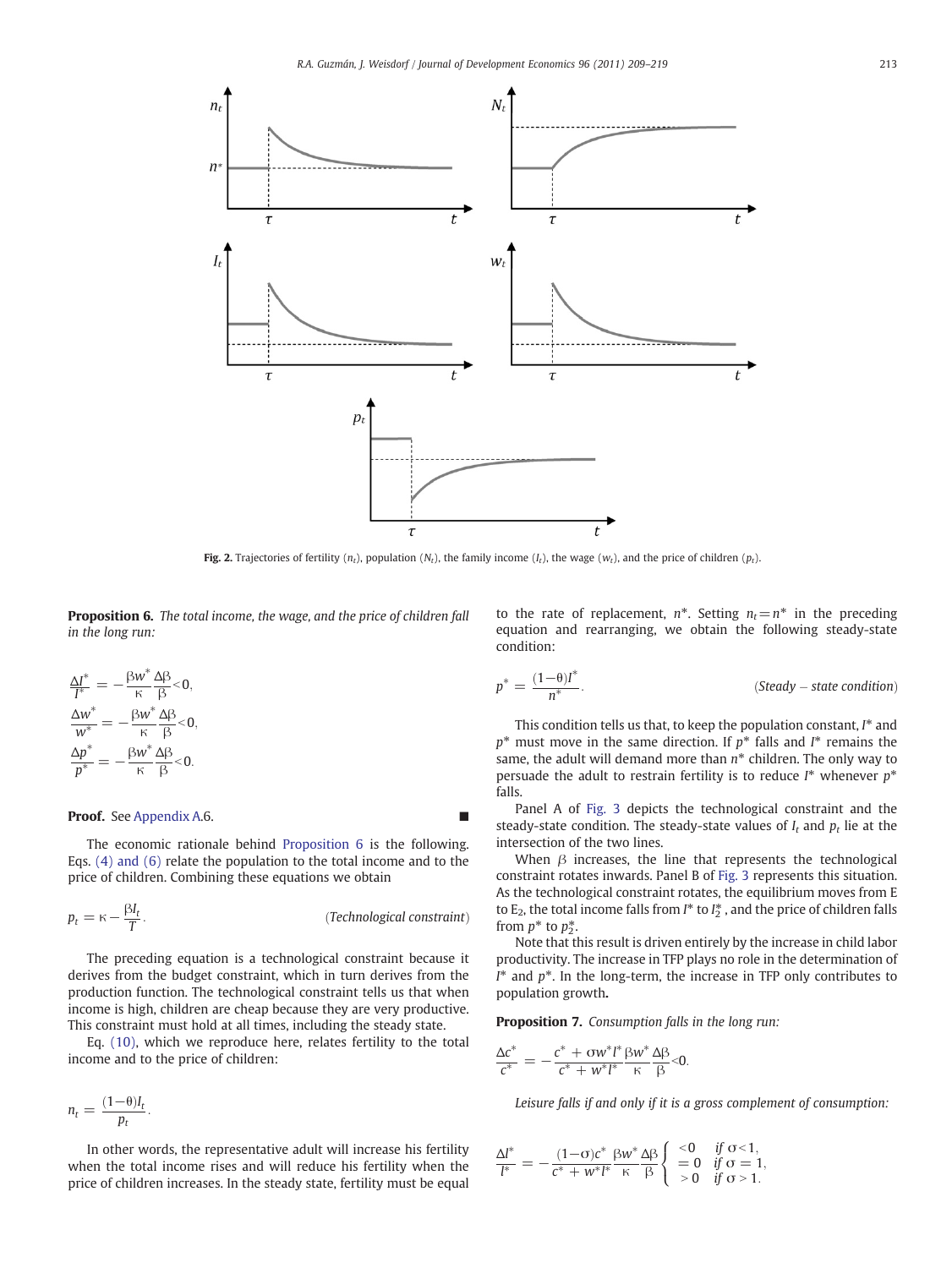Fig. 2. Trajectories of fertility ($n_t$), population ($N_t$), the family income ($I_t$), the wage ($w_t$), and the price of children ($p_t$).

**Proposition 6.** *The total income, the wage, and the price of children fall in the long run:*

$$\frac{\Delta I^*}{I^*} = -\frac{\beta w^*}{\kappa}\frac{\Delta\beta}{\beta} < 0,$$

$$\frac{\Delta w^*}{w^*} = -\frac{\beta w^*}{\kappa}\frac{\Delta\beta}{\beta} < 0,$$

$$\frac{\Delta p^*}{p^*} = -\frac{\beta w^*}{\kappa}\frac{\Delta\beta}{\beta} < 0.$$

**Proof.** See Appendix A.6. ■

The economic rationale behind Proposition 6 is the following. Eqs. (4) and (6) relate the population to the total income and to the price of children. Combining these equations we obtain

$$p_t = \kappa - \frac{\beta I_t}{T}. \qquad (\textit{Technological constraint})$$

The preceding equation is a technological constraint because it derives from the budget constraint, which in turn derives from the production function. The technological constraint tells us that when income is high, children are cheap because they are very productive. This constraint must hold at all times, including the steady state.

Eq. (10), which we reproduce here, relates fertility to the total income and to the price of children:

$$n_t = \frac{(1-\theta)I_t}{p_t}.$$

In other words, the representative adult will increase his fertility when the total income rises and will reduce his fertility when the price of children increases. In the steady state, fertility must be equal to the rate of replacement, $n^*$. Setting $n_t = n^*$ in the preceding equation and rearranging, we obtain the following steady-state condition:

$$p^* = \frac{(1-\theta)I^*}{n^*}. \qquad (\textit{Steady}-\textit{state condition})$$

This condition tells us that, to keep the population constant, $I^*$ and $p^*$ must move in the same direction. If $p^*$ falls and $I^*$ remains the same, the adult will demand more than $n^*$ children. The only way to persuade the adult to restrain fertility is to reduce $I^*$ whenever $p^*$ falls.

Panel A of Fig. 3 depicts the technological constraint and the steady-state condition. The steady-state values of $I_t$ and $p_t$ lie at the intersection of the two lines.

When $\beta$ increases, the line that represents the technological constraint rotates inwards. Panel B of Fig. 3 represents this situation. As the technological constraint rotates, the equilibrium moves from E to $E_2$, the total income falls from $I^*$ to $I_2^*$, and the price of children falls from $p^*$ to $p_2^*$.

Note that this result is driven entirely by the increase in child labor productivity. The increase in TFP plays no role in the determination of $I^*$ and $p^*$. In the long-term, the increase in TFP only contributes to population growth.

**Proposition 7.** *Consumption falls in the long run:*

$$\frac{\Delta c^*}{c^*} = -\frac{c^* + \sigma w^* l^*}{c^* + w^* l^*}\frac{\beta w^*}{\kappa}\frac{\Delta\beta}{\beta} < 0.$$

*Leisure falls if and only if it is a gross complement of consumption:*

$$\frac{\Delta l^*}{l^*} = -\frac{(1-\sigma)c^*}{c^* + w^* l^*}\frac{\beta w^*}{\kappa}\frac{\Delta\beta}{\beta}\begin{cases} <0 & \text{if } \sigma < 1, \\ =0 & \text{if } \sigma = 1, \\ >0 & \text{if } \sigma > 1. \end{cases}$$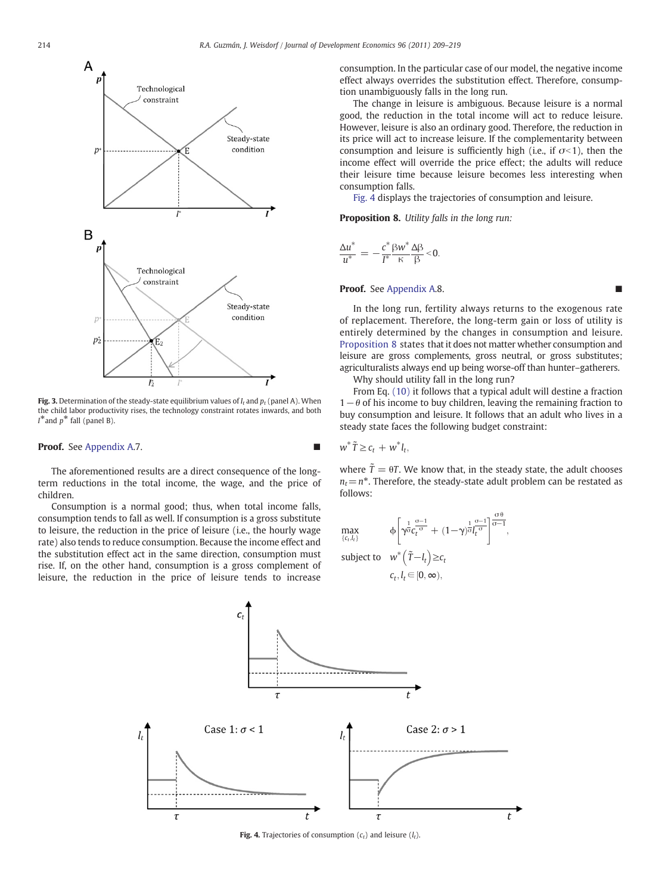Fig. 3. Determination of the steady-state equilibrium values of $l_t$ and $p_t$ (panel A). When the child labor productivity rises, the technology constraint rotates inwards, and both $l^*$ and $p^*$ fall (panel B).

**Proof.** See Appendix A.7. ■

The aforementioned results are a direct consequence of the long-term reductions in the total income, the wage, and the price of children.

Consumption is a normal good; thus, when total income falls, consumption tends to fall as well. If consumption is a gross substitute to leisure, the reduction in the price of leisure (i.e., the hourly wage rate) also tends to reduce consumption. Because the income effect and the substitution effect act in the same direction, consumption must rise. If, on the other hand, consumption is a gross complement of leisure, the reduction in the price of leisure tends to increase consumption. In the particular case of our model, the negative income effect always overrides the substitution effect. Therefore, consumption unambiguously falls in the long run.

The change in leisure is ambiguous. Because leisure is a normal good, the reduction in the total income will act to reduce leisure. However, leisure is also an ordinary good. Therefore, the reduction in its price will act to increase leisure. If the complementarity between consumption and leisure is sufficiently high (i.e., if $\sigma<1$), then the income effect will override the price effect; the adults will reduce their leisure time because leisure becomes less interesting when consumption falls.

Fig. 4 displays the trajectories of consumption and leisure.

**Proposition 8.** *Utility falls in the long run:*

$$\frac{\Delta u^*}{u^*} = -\frac{c^*}{l^*}\frac{\beta w^*}{\kappa}\frac{\Delta\beta}{\beta}<0.$$

**Proof.** See Appendix A.8. ■

In the long run, fertility always returns to the exogenous rate of replacement. Therefore, the long-term gain or loss of utility is entirely determined by the changes in consumption and leisure. Proposition 8 states that it does not matter whether consumption and leisure are gross complements, gross neutral, or gross substitutes; agriculturalists always end up being worse-off than hunter–gatherers.

Why should utility fall in the long run?

From Eq. (10) it follows that a typical adult will destine a fraction $1-\theta$ of his income to buy children, leaving the remaining fraction to buy consumption and leisure. It follows that an adult who lives in a steady state faces the following budget constraint:

$$w^*\tilde{T} \geq c_t + w^* l_t,$$

where $\tilde{T}=\theta T$. We know that, in the steady state, the adult chooses $n_t = n^*$. Therefore, the steady-state adult problem can be restated as follows:

$$\max_{\{c_t, l_t\}} \quad \phi\left[\gamma^{\frac{1}{\sigma}} c_t^{\frac{\sigma-1}{\sigma}} + (1-\gamma)^{\frac{1}{\sigma}} l_t^{\frac{\sigma-1}{\sigma}}\right]^{\frac{\sigma\theta}{\sigma-1}},$$

$$\text{subject to} \quad w^*\left(\tilde{T}-l_t\right) \geq c_t$$

$$c_t, l_t \in [0, \infty),$$

Fig. 4. Trajectories of consumption ($c_t$) and leisure ($l_t$).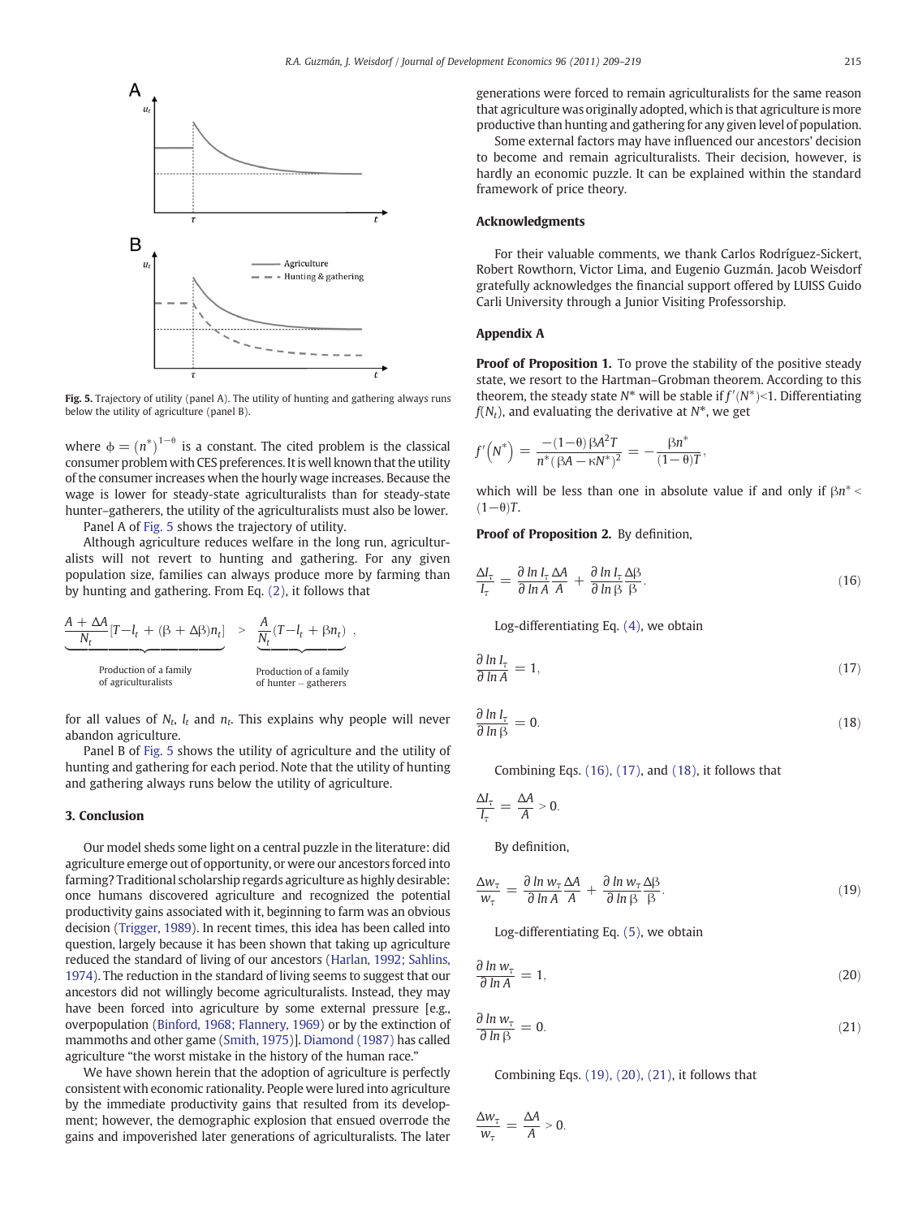Fig. 5. Trajectory of utility (panel A). The utility of hunting and gathering always runs below the utility of agriculture (panel B).

where $\phi = (n^*)^{1-\theta}$ is a constant. The cited problem is the classical consumer problem with CES preferences. It is well known that the utility of the consumer increases when the hourly wage increases. Because the wage is lower for steady-state agriculturalists than for steady-state hunter–gatherers, the utility of the agriculturalists must also be lower.

Panel A of Fig. 5 shows the trajectory of utility.

Although agriculture reduces welfare in the long run, agriculturalists will not revert to hunting and gathering. For any given population size, families can always produce more by farming than by hunting and gathering. From Eq. (2), it follows that

$$\underbrace{\frac{A+\Delta A}{N_t}[T-l_t+(\beta+\Delta\beta)n_t]}_{\text{Production of a family of agriculturalists}} > \underbrace{\frac{A}{N_t}(T-l_t+\beta n_t)}_{\text{Production of a family of hunter-gatherers}},$$

for all values of $N_t$, $l_t$ and $n_t$. This explains why people will never abandon agriculture.

Panel B of Fig. 5 shows the utility of agriculture and the utility of hunting and gathering for each period. Note that the utility of hunting and gathering always runs below the utility of agriculture.

## 3. Conclusion

Our model sheds some light on a central puzzle in the literature: did agriculture emerge out of opportunity, or were our ancestors forced into farming? Traditional scholarship regards agriculture as highly desirable: once humans discovered agriculture and recognized the potential productivity gains associated with it, beginning to farm was an obvious decision (Trigger, 1989). In recent times, this idea has been called into question, largely because it has been shown that taking up agriculture reduced the standard of living of our ancestors (Harlan, 1992; Sahlins, 1974). The reduction in the standard of living seems to suggest that our ancestors did not willingly become agriculturalists. Instead, they may have been forced into agriculture by some external pressure [e.g., overpopulation (Binford, 1968; Flannery, 1969) or by the extinction of mammoths and other game (Smith, 1975)]. Diamond (1987) has called agriculture "the worst mistake in the history of the human race."

We have shown herein that the adoption of agriculture is perfectly consistent with economic rationality. People were lured into agriculture by the immediate productivity gains that resulted from its development; however, the demographic explosion that ensued overrode the gains and impoverished later generations of agriculturalists. The later generations were forced to remain agriculturalists for the same reason that agriculture was originally adopted, which is that agriculture is more productive than hunting and gathering for any given level of population.

Some external factors may have influenced our ancestors' decision to become and remain agriculturalists. Their decision, however, is hardly an economic puzzle. It can be explained within the standard framework of price theory.

## Acknowledgments

For their valuable comments, we thank Carlos Rodríguez-Sickert, Robert Rowthorn, Victor Lima, and Eugenio Guzmán. Jacob Weisdorf gratefully acknowledges the financial support offered by LUISS Guido Carli University through a Junior Visiting Professorship.

## Appendix A

**Proof of Proposition 1.** To prove the stability of the positive steady state, we resort to the Hartman–Grobman theorem. According to this theorem, the steady state $N^*$ will be stable if $f'(N^*)<1$. Differentiating $f(N_t)$, and evaluating the derivative at $N^*$, we get

$$f'\left(N^*\right) = \frac{-(1-\theta)\beta A^2 T}{n^*(\beta A-\kappa N^*)^2} = -\frac{\beta n^*}{(1-\theta)T},$$

which will be less than one in absolute value if and only if $\beta n^* < (1-\theta)T$.

**Proof of Proposition 2.** By definition,

$$\frac{\Delta I_\tau}{I_\tau} = \frac{\partial \ln I_\tau}{\partial \ln A}\frac{\Delta A}{A} + \frac{\partial \ln I_\tau}{\partial \ln \beta}\frac{\Delta\beta}{\beta}. \tag{16}$$

Log-differentiating Eq. (4), we obtain

$$\frac{\partial \ln I_\tau}{\partial \ln A} = 1, \tag{17}$$

$$\frac{\partial \ln I_\tau}{\partial \ln \beta} = 0. \tag{18}$$

Combining Eqs. (16), (17), and (18), it follows that

$$\frac{\Delta I_\tau}{I_\tau} = \frac{\Delta A}{A} > 0.$$

By definition,

$$\frac{\Delta w_\tau}{w_\tau} = \frac{\partial \ln w_\tau}{\partial \ln A}\frac{\Delta A}{A} + \frac{\partial \ln w_\tau}{\partial \ln \beta}\frac{\Delta\beta}{\beta}. \tag{19}$$

Log-differentiating Eq. (5), we obtain

$$\frac{\partial \ln w_\tau}{\partial \ln A} = 1, \tag{20}$$

$$\frac{\partial \ln w_\tau}{\partial \ln \beta} = 0. \tag{21}$$

Combining Eqs. (19), (20), (21), it follows that

$$\frac{\Delta w_\tau}{w_\tau} = \frac{\Delta A}{A} > 0.$$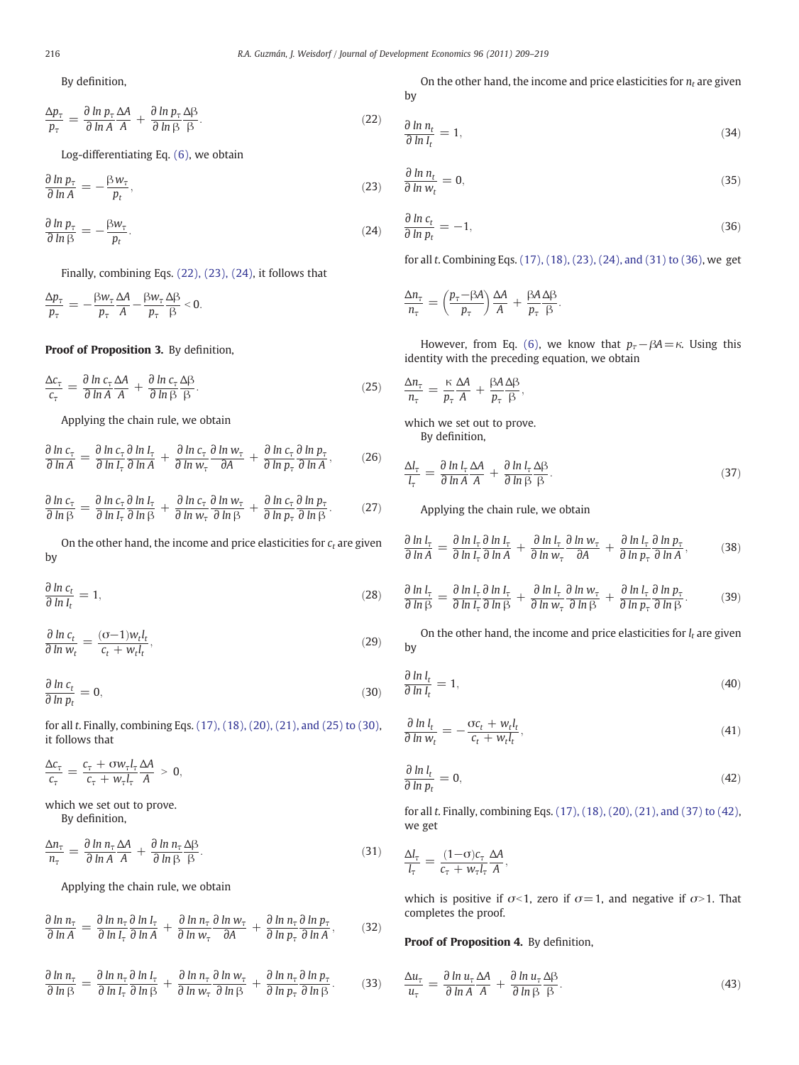By definition,

$$\frac{\Delta p_\tau}{p_\tau} = \frac{\partial \ln p_\tau}{\partial \ln A}\frac{\Delta A}{A} + \frac{\partial \ln p_\tau}{\partial \ln \beta}\frac{\Delta \beta}{\beta}. \tag{22}$$

Log-differentiating Eq. (6), we obtain

$$\frac{\partial \ln p_\tau}{\partial \ln A} = -\frac{\beta w_\tau}{p_t}, \tag{23}$$

$$\frac{\partial \ln p_\tau}{\partial \ln \beta} = -\frac{\beta w_\tau}{p_t}. \tag{24}$$

Finally, combining Eqs. (22), (23), (24), it follows that

$$\frac{\Delta p_\tau}{p_\tau} = -\frac{\beta w_\tau}{p_\tau}\frac{\Delta A}{A} - \frac{\beta w_\tau}{p_\tau}\frac{\Delta \beta}{\beta} < 0.$$

**Proof of Proposition 3.** By definition,

$$\frac{\Delta c_\tau}{c_\tau} = \frac{\partial \ln c_\tau}{\partial \ln A}\frac{\Delta A}{A} + \frac{\partial \ln c_\tau}{\partial \ln \beta}\frac{\Delta \beta}{\beta}. \tag{25}$$

Applying the chain rule, we obtain

$$\frac{\partial \ln c_\tau}{\partial \ln A} = \frac{\partial \ln c_\tau}{\partial \ln I_\tau}\frac{\partial \ln I_\tau}{\partial \ln A} + \frac{\partial \ln c_\tau}{\partial \ln w_\tau}\frac{\partial \ln w_\tau}{\partial A} + \frac{\partial \ln c_\tau}{\partial \ln p_\tau}\frac{\partial \ln p_\tau}{\partial \ln A}, \tag{26}$$

$$\frac{\partial \ln c_\tau}{\partial \ln \beta} = \frac{\partial \ln c_\tau}{\partial \ln I_\tau}\frac{\partial \ln I_\tau}{\partial \ln \beta} + \frac{\partial \ln c_\tau}{\partial \ln w_\tau}\frac{\partial \ln w_\tau}{\partial \ln \beta} + \frac{\partial \ln c_\tau}{\partial \ln p_\tau}\frac{\partial \ln p_\tau}{\partial \ln \beta}. \tag{27}$$

On the other hand, the income and price elasticities for $c_t$ are given by

$$\frac{\partial \ln c_t}{\partial \ln I_t} = 1, \tag{28}$$

$$\frac{\partial \ln c_t}{\partial \ln w_t} = \frac{(\sigma - 1)w_t l_t}{c_t + w_t l_t}, \tag{29}$$

$$\frac{\partial \ln c_t}{\partial \ln p_t} = 0, \tag{30}$$

for all $t$. Finally, combining Eqs. (17), (18), (20), (21), and (25) to (30), it follows that

$$\frac{\Delta c_\tau}{c_\tau} = \frac{c_\tau + \sigma w_\tau l_\tau}{c_\tau + w_\tau l_\tau}\frac{\Delta A}{A} > 0,$$

which we set out to prove.

By definition,

$$\frac{\Delta n_\tau}{n_\tau} = \frac{\partial \ln n_\tau}{\partial \ln A}\frac{\Delta A}{A} + \frac{\partial \ln n_\tau}{\partial \ln \beta}\frac{\Delta \beta}{\beta}. \tag{31}$$

Applying the chain rule, we obtain

$$\frac{\partial \ln n_\tau}{\partial \ln A} = \frac{\partial \ln n_\tau}{\partial \ln I_\tau}\frac{\partial \ln I_\tau}{\partial \ln A} + \frac{\partial \ln n_\tau}{\partial \ln w_\tau}\frac{\partial \ln w_\tau}{\partial A} + \frac{\partial \ln n_\tau}{\partial \ln p_\tau}\frac{\partial \ln p_\tau}{\partial \ln A}, \tag{32}$$

$$\frac{\partial \ln n_\tau}{\partial \ln \beta} = \frac{\partial \ln n_\tau}{\partial \ln I_\tau}\frac{\partial \ln I_\tau}{\partial \ln \beta} + \frac{\partial \ln n_\tau}{\partial \ln w_\tau}\frac{\partial \ln w_\tau}{\partial \ln \beta} + \frac{\partial \ln n_\tau}{\partial \ln p_\tau}\frac{\partial \ln p_\tau}{\partial \ln \beta}. \tag{33}$$

On the other hand, the income and price elasticities for $n_t$ are given by

$$\frac{\partial \ln n_t}{\partial \ln I_t} = 1, \tag{34}$$

$$\frac{\partial \ln n_t}{\partial \ln w_t} = 0, \tag{35}$$

$$\frac{\partial \ln c_t}{\partial \ln p_t} = -1, \tag{36}$$

for all $t$. Combining Eqs. (17), (18), (23), (24), and (31) to (36), we get

$$\frac{\Delta n_\tau}{n_\tau} = \left(\frac{p_\tau - \beta A}{p_\tau}\right)\frac{\Delta A}{A} + \frac{\beta A}{p_\tau}\frac{\Delta \beta}{\beta}.$$

However, from Eq. (6), we know that $p_\tau - \beta A = \kappa$. Using this identity with the preceding equation, we obtain

$$\frac{\Delta n_\tau}{n_\tau} = \frac{\kappa}{p_\tau}\frac{\Delta A}{A} + \frac{\beta A}{p_\tau}\frac{\Delta \beta}{\beta},$$

which we set out to prove.

By definition,

$$\frac{\Delta l_\tau}{l_\tau} = \frac{\partial \ln l_\tau}{\partial \ln A}\frac{\Delta A}{A} + \frac{\partial \ln l_\tau}{\partial \ln \beta}\frac{\Delta \beta}{\beta}. \tag{37}$$

Applying the chain rule, we obtain

$$\frac{\partial \ln l_\tau}{\partial \ln A} = \frac{\partial \ln l_\tau}{\partial \ln I_\tau}\frac{\partial \ln I_\tau}{\partial \ln A} + \frac{\partial \ln l_\tau}{\partial \ln w_\tau}\frac{\partial \ln w_\tau}{\partial A} + \frac{\partial \ln l_\tau}{\partial \ln p_\tau}\frac{\partial \ln p_\tau}{\partial \ln A}, \tag{38}$$

$$\frac{\partial \ln l_\tau}{\partial \ln \beta} = \frac{\partial \ln l_\tau}{\partial \ln I_\tau}\frac{\partial \ln I_\tau}{\partial \ln \beta} + \frac{\partial \ln l_\tau}{\partial \ln w_\tau}\frac{\partial \ln w_\tau}{\partial \ln \beta} + \frac{\partial \ln l_\tau}{\partial \ln p_\tau}\frac{\partial \ln p_\tau}{\partial \ln \beta}. \tag{39}$$

On the other hand, the income and price elasticities for $l_t$ are given by

$$\frac{\partial \ln l_t}{\partial \ln I_t} = 1, \tag{40}$$

$$\frac{\partial \ln l_t}{\partial \ln w_t} = -\frac{\sigma c_t + w_t l_t}{c_t + w_t l_t}, \tag{41}$$

$$\frac{\partial \ln l_t}{\partial \ln p_t} = 0, \tag{42}$$

for all $t$. Finally, combining Eqs. (17), (18), (20), (21), and (37) to (42), we get

$$\frac{\Delta l_\tau}{l_\tau} = \frac{(1-\sigma)c_\tau}{c_\tau + w_\tau l_\tau}\frac{\Delta A}{A},$$

which is positive if $\sigma < 1$, zero if $\sigma = 1$, and negative if $\sigma > 1$. That completes the proof.

**Proof of Proposition 4.** By definition,

$$\frac{\Delta u_\tau}{u_\tau} = \frac{\partial \ln u_\tau}{\partial \ln A}\frac{\Delta A}{A} + \frac{\partial \ln u_\tau}{\partial \ln \beta}\frac{\Delta \beta}{\beta}. \tag{43}$$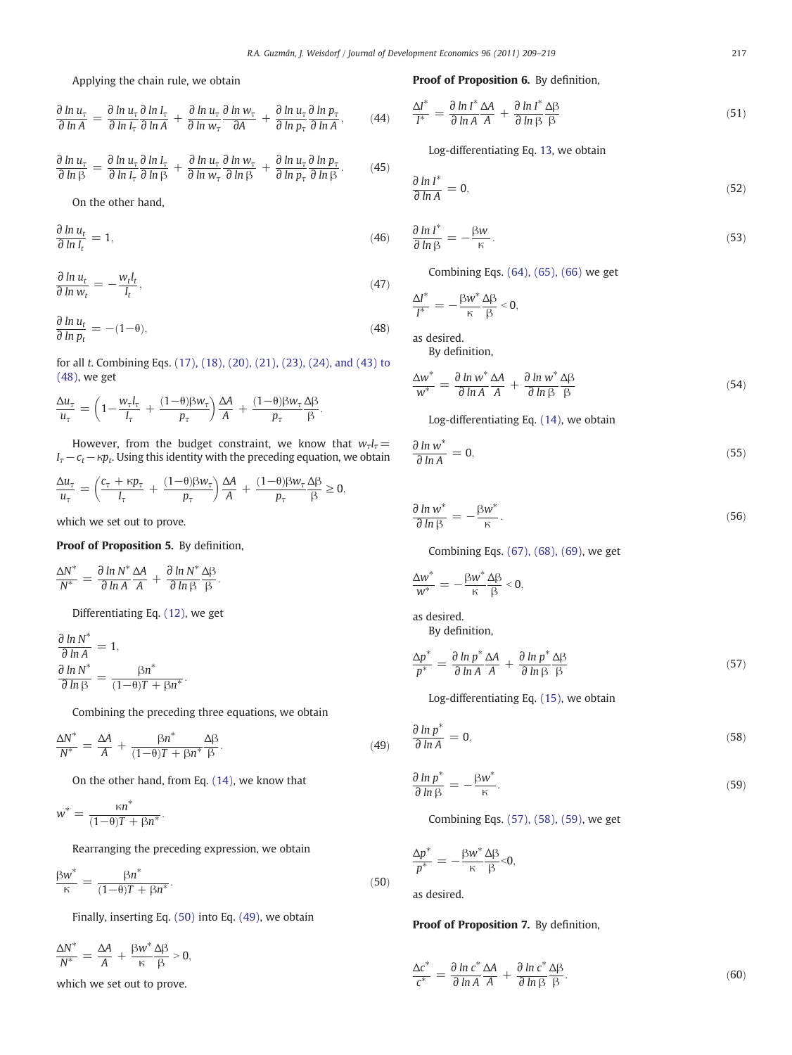Applying the chain rule, we obtain

$$\frac{\partial \ln u_\tau}{\partial \ln A} = \frac{\partial \ln u_\tau}{\partial \ln I_\tau}\frac{\partial \ln I_\tau}{\partial \ln A} + \frac{\partial \ln u_\tau}{\partial \ln w_\tau}\frac{\partial \ln w_\tau}{\partial A} + \frac{\partial \ln u_\tau}{\partial \ln p_\tau}\frac{\partial \ln p_\tau}{\partial \ln A}, \tag{44}$$

$$\frac{\partial \ln u_\tau}{\partial \ln \beta} = \frac{\partial \ln u_\tau}{\partial \ln I_\tau}\frac{\partial \ln I_\tau}{\partial \ln \beta} + \frac{\partial \ln u_\tau}{\partial \ln w_\tau}\frac{\partial \ln w_\tau}{\partial \ln \beta} + \frac{\partial \ln u_\tau}{\partial \ln p_\tau}\frac{\partial \ln p_\tau}{\partial \ln \beta}. \tag{45}$$

On the other hand,

$$\frac{\partial \ln u_t}{\partial \ln I_t} = 1, \tag{46}$$

$$\frac{\partial \ln u_t}{\partial \ln w_t} = -\frac{w_t l_t}{I_t}, \tag{47}$$

$$\frac{\partial \ln u_t}{\partial \ln p_t} = -(1-\theta), \tag{48}$$

for all $t$. Combining Eqs. (17), (18), (20), (21), (23), (24), and (43) to (48), we get

$$\frac{\Delta u_\tau}{u_\tau} = \left(1 - \frac{w_\tau l_\tau}{I_\tau} + \frac{(1-\theta)\beta w_\tau}{p_\tau}\right)\frac{\Delta A}{A} + \frac{(1-\theta)\beta w_\tau}{p_\tau}\frac{\Delta\beta}{\beta}.$$

However, from the budget constraint, we know that $w_\tau l_\tau = I_\tau - c_t - \kappa p_t$. Using this identity with the preceding equation, we obtain

$$\frac{\Delta u_\tau}{u_\tau} = \left(\frac{c_\tau + \kappa p_\tau}{I_\tau} + \frac{(1-\theta)\beta w_\tau}{p_\tau}\right)\frac{\Delta A}{A} + \frac{(1-\theta)\beta w_\tau}{p_\tau}\frac{\Delta\beta}{\beta} \geq 0,$$

which we set out to prove.

**Proof of Proposition 5.** By definition,

$$\frac{\Delta N^*}{N^*} = \frac{\partial \ln N^*}{\partial \ln A}\frac{\Delta A}{A} + \frac{\partial \ln N^*}{\partial \ln \beta}\frac{\Delta\beta}{\beta}.$$

Differentiating Eq. (12), we get

$$\frac{\partial \ln N^*}{\partial \ln A} = 1,$$
$$\frac{\partial \ln N^*}{\partial \ln \beta} = \frac{\beta n^*}{(1-\theta)T + \beta n^*}.$$

Combining the preceding three equations, we obtain

$$\frac{\Delta N^*}{N^*} = \frac{\Delta A}{A} + \frac{\beta n^*}{(1-\theta)T + \beta n^*}\frac{\Delta\beta}{\beta}. \tag{49}$$

On the other hand, from Eq. (14), we know that

$$w^* = \frac{\kappa n^*}{(1-\theta)T + \beta n^*}.$$

Rearranging the preceding expression, we obtain

$$\frac{\beta w^*}{\kappa} = \frac{\beta n^*}{(1-\theta)T + \beta n^*}. \tag{50}$$

Finally, inserting Eq. (50) into Eq. (49), we obtain

$$\frac{\Delta N^*}{N^*} = \frac{\Delta A}{A} + \frac{\beta w^*}{\kappa}\frac{\Delta\beta}{\beta} > 0,$$

which we set out to prove.

**Proof of Proposition 6.** By definition,

$$\frac{\Delta I^*}{I^*} = \frac{\partial \ln I^*}{\partial \ln A}\frac{\Delta A}{A} + \frac{\partial \ln I^*}{\partial \ln \beta}\frac{\Delta\beta}{\beta} \tag{51}$$

Log-differentiating Eq. 13, we obtain

$$\frac{\partial \ln I^*}{\partial \ln A} = 0, \tag{52}$$

$$\frac{\partial \ln I^*}{\partial \ln \beta} = -\frac{\beta w}{\kappa}. \tag{53}$$

Combining Eqs. (64), (65), (66) we get

$$\frac{\Delta I^*}{I^*} = -\frac{\beta w^*}{\kappa}\frac{\Delta\beta}{\beta} < 0,$$

as desired.

By definition,

$$\frac{\Delta w^*}{w^*} = \frac{\partial \ln w^*}{\partial \ln A}\frac{\Delta A}{A} + \frac{\partial \ln w^*}{\partial \ln \beta}\frac{\Delta\beta}{\beta} \tag{54}$$

Log-differentiating Eq. (14), we obtain

$$\frac{\partial \ln w^*}{\partial \ln A} = 0, \tag{55}$$

$$\frac{\partial \ln w^*}{\partial \ln \beta} = -\frac{\beta w^*}{\kappa}. \tag{56}$$

Combining Eqs. (67), (68), (69), we get

$$\frac{\Delta w^*}{w^*} = -\frac{\beta w^*}{\kappa}\frac{\Delta\beta}{\beta} < 0,$$

as desired.

By definition,

$$\frac{\Delta p^*}{p^*} = \frac{\partial \ln p^*}{\partial \ln A}\frac{\Delta A}{A} + \frac{\partial \ln p^*}{\partial \ln \beta}\frac{\Delta\beta}{\beta} \tag{57}$$

Log-differentiating Eq. (15), we obtain

$$\frac{\partial \ln p^*}{\partial \ln A} = 0, \tag{58}$$

$$\frac{\partial \ln p^*}{\partial \ln \beta} = -\frac{\beta w^*}{\kappa}. \tag{59}$$

Combining Eqs. (57), (58), (59), we get

$$\frac{\Delta p^*}{p^*} = -\frac{\beta w^*}{\kappa}\frac{\Delta\beta}{\beta} < 0,$$

as desired.

**Proof of Proposition 7.** By definition,

$$\frac{\Delta c^*}{c^*} = \frac{\partial \ln c^*}{\partial \ln A}\frac{\Delta A}{A} + \frac{\partial \ln c^*}{\partial \ln \beta}\frac{\Delta\beta}{\beta}. \tag{60}$$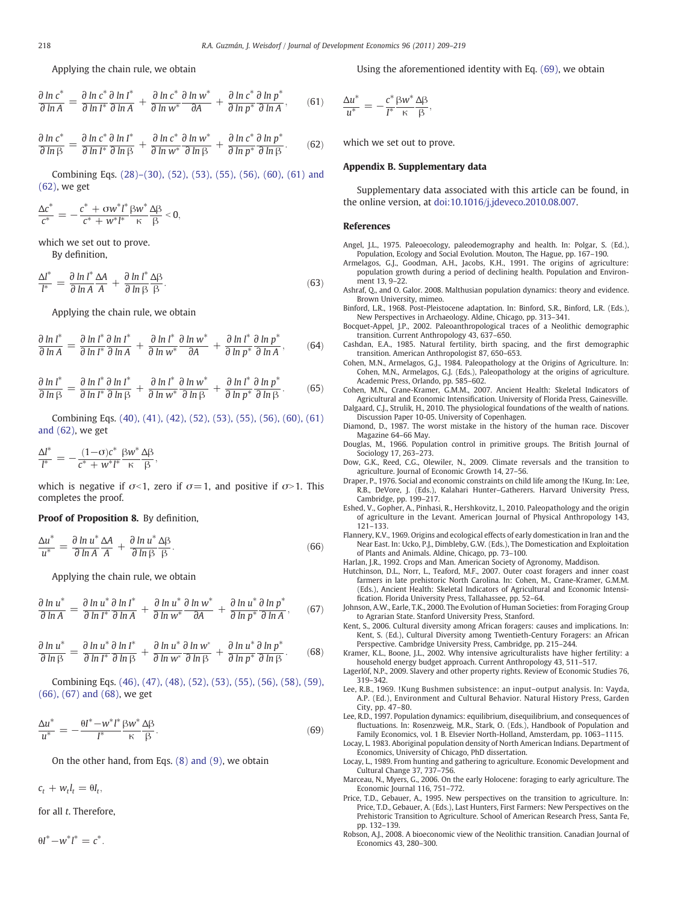Applying the chain rule, we obtain

$$\frac{\partial \ln c^*}{\partial \ln A} = \frac{\partial \ln c^*}{\partial \ln I^*}\frac{\partial \ln I^*}{\partial \ln A} + \frac{\partial \ln c^*}{\partial \ln w^*}\frac{\partial \ln w^*}{\partial A} + \frac{\partial \ln c^*}{\partial \ln p^*}\frac{\partial \ln p^*}{\partial \ln A}, \tag{61}$$

$$\frac{\partial \ln c^*}{\partial \ln \beta} = \frac{\partial \ln c^*}{\partial \ln I^*}\frac{\partial \ln I^*}{\partial \ln \beta} + \frac{\partial \ln c^*}{\partial \ln w^*}\frac{\partial \ln w^*}{\partial \ln \beta} + \frac{\partial \ln c^*}{\partial \ln p^*}\frac{\partial \ln p^*}{\partial \ln \beta}. \tag{62}$$

Combining Eqs. (28)–(30), (52), (53), (55), (56), (60), (61) and (62), we get

$$\frac{\Delta c^*}{c^*} = -\frac{c^* + \sigma w^* l^*}{c^* + w^* l^*}\frac{\beta w^*}{\kappa}\frac{\Delta \beta}{\beta} < 0,$$

which we set out to prove.

By definition,

$$\frac{\Delta l^*}{l^*} = \frac{\partial \ln l^*}{\partial \ln A}\frac{\Delta A}{A} + \frac{\partial \ln l^*}{\partial \ln \beta}\frac{\Delta \beta}{\beta}. \tag{63}$$

Applying the chain rule, we obtain

$$\frac{\partial \ln l^*}{\partial \ln A} = \frac{\partial \ln l^*}{\partial \ln I^*}\frac{\partial \ln I^*}{\partial \ln A} + \frac{\partial \ln l^*}{\partial \ln w^*}\frac{\partial \ln w^*}{\partial A} + \frac{\partial \ln l^*}{\partial \ln p^*}\frac{\partial \ln p^*}{\partial \ln A}, \tag{64}$$

$$\frac{\partial \ln l^*}{\partial \ln \beta} = \frac{\partial \ln l^*}{\partial \ln I^*}\frac{\partial \ln I^*}{\partial \ln \beta} + \frac{\partial \ln l^*}{\partial \ln w^*}\frac{\partial \ln w^*}{\partial \ln \beta} + \frac{\partial \ln l^*}{\partial \ln p^*}\frac{\partial \ln p^*}{\partial \ln \beta}. \tag{65}$$

Combining Eqs. (40), (41), (42), (52), (53), (55), (56), (60), (61) and (62), we get

$$\frac{\Delta l^*}{l^*} = -\frac{(1-\sigma)c^*}{c^* + w^* l^*}\frac{\beta w^*}{\kappa}\frac{\Delta \beta}{\beta},$$

which is negative if $\sigma < 1$, zero if $\sigma = 1$, and positive if $\sigma > 1$. This completes the proof.

**Proof of Proposition 8.** By definition,

$$\frac{\Delta u^*}{u^*} = \frac{\partial \ln u^*}{\partial \ln A}\frac{\Delta A}{A} + \frac{\partial \ln u^*}{\partial \ln \beta}\frac{\Delta \beta}{\beta}. \tag{66}$$

Applying the chain rule, we obtain

$$\frac{\partial \ln u^*}{\partial \ln A} = \frac{\partial \ln u^*}{\partial \ln I^*}\frac{\partial \ln I^*}{\partial \ln A} + \frac{\partial \ln u^*}{\partial \ln w^*}\frac{\partial \ln w^*}{\partial A} + \frac{\partial \ln u^*}{\partial \ln p^*}\frac{\partial \ln p^*}{\partial \ln A}, \tag{67}$$

$$\frac{\partial \ln u^*}{\partial \ln \beta} = \frac{\partial \ln u^*}{\partial \ln I^*}\frac{\partial \ln I^*}{\partial \ln \beta} + \frac{\partial \ln u^*}{\partial \ln w^*}\frac{\partial \ln w^*}{\partial \ln \beta} + \frac{\partial \ln u^*}{\partial \ln p^*}\frac{\partial \ln p^*}{\partial \ln \beta}. \tag{68}$$

Combining Eqs. (46), (47), (48), (52), (53), (55), (56), (58), (59), (66), (67) and (68), we get

$$\frac{\Delta u^*}{u^*} = -\frac{\theta I^* - w^* l^*}{I^*}\frac{\beta w^*}{\kappa}\frac{\Delta \beta}{\beta}. \tag{69}$$

On the other hand, from Eqs. (8) and (9), we obtain

$$c_t + w_t l_t = \theta I_t,$$

for all $t$. Therefore,

$$\theta I^* - w^* l^* = c^*.$$

Using the aforementioned identity with Eq. (69), we obtain

$$\frac{\Delta u^*}{u^*} = -\frac{c^*}{I^*}\frac{\beta w^*}{\kappa}\frac{\Delta \beta}{\beta},$$

which we set out to prove.

## Appendix B. Supplementary data

Supplementary data associated with this article can be found, in the online version, at doi:10.1016/j.jdeveco.2010.08.007.

## References

Angel, J.L., 1975. Paleoecology, paleodemography and health. In: Polgar, S. (Ed.), Population, Ecology and Social Evolution. Mouton, The Hague, pp. 167–190.

Armelagos, G.J., Goodman, A.H., Jacobs, K.H., 1991. The origins of agriculture: population growth during a period of declining health. Population and Environment 13, 9–22.

Ashraf, Q., and O. Galor. 2008. Malthusian population dynamics: theory and evidence. Brown University, mimeo.

Binford, L.R., 1968. Post-Pleistocene adaptation. In: Binford, S.R., Binford, L.R. (Eds.), New Perspectives in Archaeology. Aldine, Chicago, pp. 313–341.

Bocquet-Appel, J.P., 2002. Paleoanthropological traces of a Neolithic demographic transition. Current Anthropology 43, 637–650.

Cashdan, E.A., 1985. Natural fertility, birth spacing, and the first demographic transition. American Anthropologist 87, 650–653.

Cohen, M.N., Armelagos, G.J., 1984. Paleopathology at the Origins of Agriculture. In: Cohen, M.N., Armelagos, G.J. (Eds.), Paleopathology at the origins of agriculture. Academic Press, Orlando, pp. 585–602.

Cohen, M.N., Crane-Kramer, G.M.M., 2007. Ancient Health: Skeletal Indicators of Agricultural and Economic Intensification. University of Florida Press, Gainesville.

Dalgaard, C.J., Strulik, H., 2010. The physiological foundations of the wealth of nations. Discussion Paper 10-05. University of Copenhagen.

Diamond, D., 1987. The worst mistake in the history of the human race. Discover Magazine 64–66 May.

Douglas, M., 1966. Population control in primitive groups. The British Journal of Sociology 17, 263–273.

Dow, G.K., Reed, C.G., Olewiler, N., 2009. Climate reversals and the transition to agriculture. Journal of Economic Growth 14, 27–56.

Draper, P., 1976. Social and economic constraints on child life among the !Kung. In: Lee, R.B., DeVore, J. (Eds.), Kalahari Hunter–Gatherers. Harvard University Press, Cambridge, pp. 199–217.

Eshed, V., Gopher, A., Pinhasi, R., Hershkovitz, I., 2010. Paleopathology and the origin of agriculture in the Levant. American Journal of Physical Anthropology 143, 121–133.

Flannery, K.V., 1969. Origins and ecological effects of early domestication in Iran and the Near East. In: Ucko, P.J., Dimbleby, G.W. (Eds.), The Domestication and Exploitation of Plants and Animals. Aldine, Chicago, pp. 73–100.

Harlan, J.R., 1992. Crops and Man. American Society of Agronomy, Maddison.

Hutchinson, D.L., Norr, L., Teaford, M.F., 2007. Outer coast foragers and inner coast farmers in late prehistoric North Carolina. In: Cohen, M., Crane-Kramer, G.M.M. (Eds.), Ancient Health: Skeletal Indicators of Agricultural and Economic Intensification. Florida University Press, Tallahassee, pp. 52–64.

Johnson, A.W., Earle, T.K., 2000. The Evolution of Human Societies: from Foraging Group to Agrarian State. Stanford University Press, Stanford.

Kent, S., 2006. Cultural diversity among African foragers: causes and implications. In: Kent, S. (Ed.), Cultural Diversity among Twentieth-Century Foragers: an African Perspective. Cambridge University Press, Cambridge, pp. 215–244.

Kramer, K.L., Boone, J.L., 2002. Why intensive agriculturalists have higher fertility: a household energy budget approach. Current Anthropology 43, 511–517.

Lagerlöf, N.P., 2009. Slavery and other property rights. Review of Economic Studies 76, 319–342.

Lee, R.B., 1969. !Kung Bushmen subsistence: an input–output analysis. In: Vayda, A.P. (Ed.), Environment and Cultural Behavior. Natural History Press, Garden City, pp. 47–80.

Lee, R.D., 1997. Population dynamics: equilibrium, disequilibrium, and consequences of fluctuations. In: Rosenzweig, M.R., Stark, O. (Eds.), Handbook of Population and Family Economics, vol. 1 B. Elsevier North-Holland, Amsterdam, pp. 1063–1115.

Locay, L. 1983. Aboriginal population density of North American Indians. Department of Economics, University of Chicago, PhD dissertation.

Locay, L., 1989. From hunting and gathering to agriculture. Economic Development and Cultural Change 37, 737–756.

Marceau, N., Myers, G., 2006. On the early Holocene: foraging to early agriculture. The Economic Journal 116, 751–772.

Price, T.D., Gebauer, A., 1995. New perspectives on the transition to agriculture. In: Price, T.D., Gebauer, A. (Eds.), Last Hunters, First Farmers: New Perspectives on the Prehistoric Transition to Agriculture. School of American Research Press, Santa Fe, pp. 132–139.

Robson, A.J., 2008. A bioeconomic view of the Neolithic transition. Canadian Journal of Economics 43, 280–300.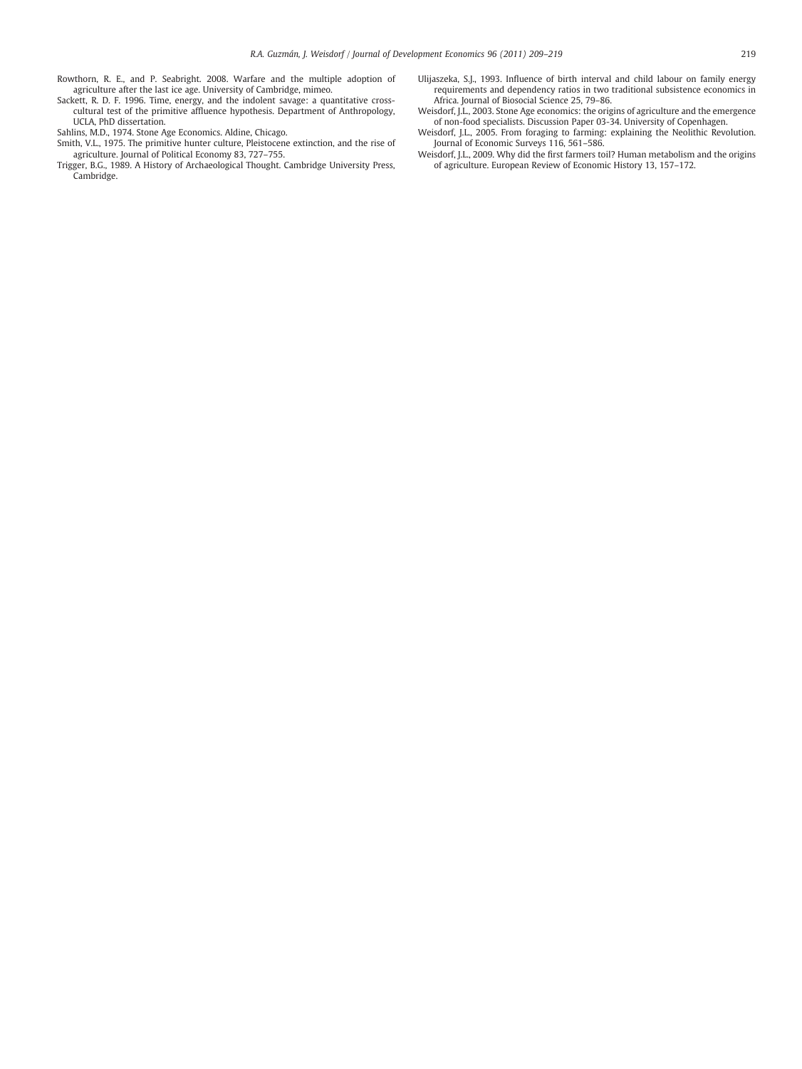Rowthorn, R. E., and P. Seabright. 2008. Warfare and the multiple adoption of agriculture after the last ice age. University of Cambridge, mimeo.

Sackett, R. D. F. 1996. Time, energy, and the indolent savage: a quantitative cross-cultural test of the primitive affluence hypothesis. Department of Anthropology, UCLA, PhD dissertation.

Sahlins, M.D., 1974. Stone Age Economics. Aldine, Chicago.

Smith, V.L., 1975. The primitive hunter culture, Pleistocene extinction, and the rise of agriculture. Journal of Political Economy 83, 727–755.

Trigger, B.G., 1989. A History of Archaeological Thought. Cambridge University Press, Cambridge.

Ulijaszeka, S.J., 1993. Influence of birth interval and child labour on family energy requirements and dependency ratios in two traditional subsistence economics in Africa. Journal of Biosocial Science 25, 79–86.

Weisdorf, J.L., 2003. Stone Age economics: the origins of agriculture and the emergence of non-food specialists. Discussion Paper 03-34. University of Copenhagen.

Weisdorf, J.L., 2005. From foraging to farming: explaining the Neolithic Revolution. Journal of Economic Surveys 116, 561–586.

Weisdorf, J.L., 2009. Why did the first farmers toil? Human metabolism and the origins of agriculture. European Review of Economic History 13, 157–172.